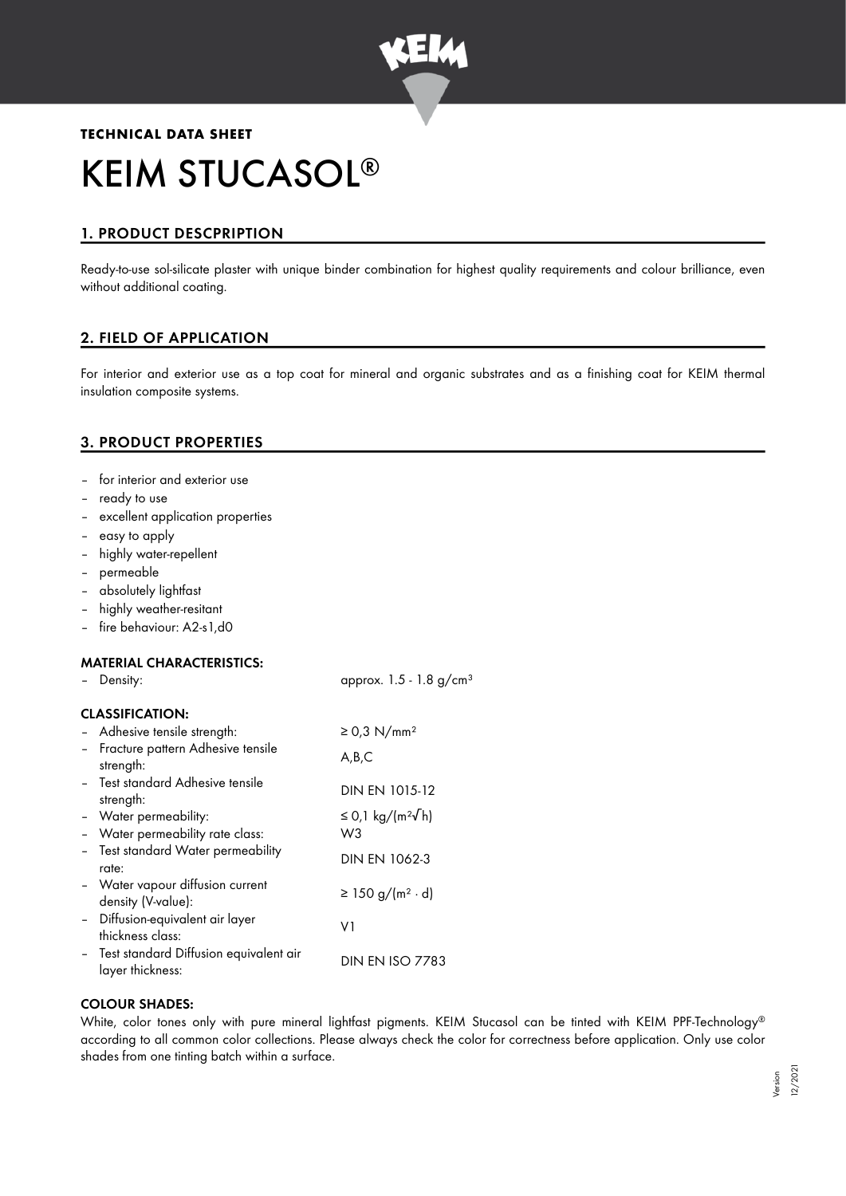**TECHNICAL DATA SHEET**

# KEIM STUCASOL®

## 1. PRODUCT DESCPRIPTION

Ready-to-use sol-silicate plaster with unique binder combination for highest quality requirements and colour brilliance, even without additional coating.

## 2. FIELD OF APPLICATION

For interior and exterior use as a top coat for mineral and organic substrates and as a finishing coat for KEIM thermal insulation composite systems.

## 3. PRODUCT PROPERTIES

- for interior and exterior use
- ready to use
- excellent application properties
- easy to apply
- highly water-repellent
- permeable
- absolutely lightfast
- highly weather-resitant
- fire behaviour: A2-s1,d0

### MATERIAL CHARACTERISTICS:

| | |
|---|---|
| – Density: | approx. 1.5 - 1.8 g/cm³ |

### CLASSIFICATION:

| | |
|---|---|
| – Adhesive tensile strength: | ≥ 0,3 N/mm² |
| – Fracture pattern Adhesive tensile strength: | A,B,C |
| – Test standard Adhesive tensile strength: | DIN EN 1015-12 |
| – Water permeability: | ≤ 0,1 kg/(m²√h) |
| – Water permeability rate class: | W3 |
| – Test standard Water permeability rate: | DIN EN 1062-3 |
| – Water vapour diffusion current density (V-value): | ≥ 150 g/(m² · d) |
| – Diffusion-equivalent air layer thickness class: | V1 |
| – Test standard Diffusion equivalent air layer thickness: | DIN EN ISO 7783 |

### COLOUR SHADES:

White, color tones only with pure mineral lightfast pigments. KEIM Stucasol can be tinted with KEIM PPF-Technology® according to all common color collections. Please always check the color for correctness before application. Only use color shades from one tinting batch within a surface.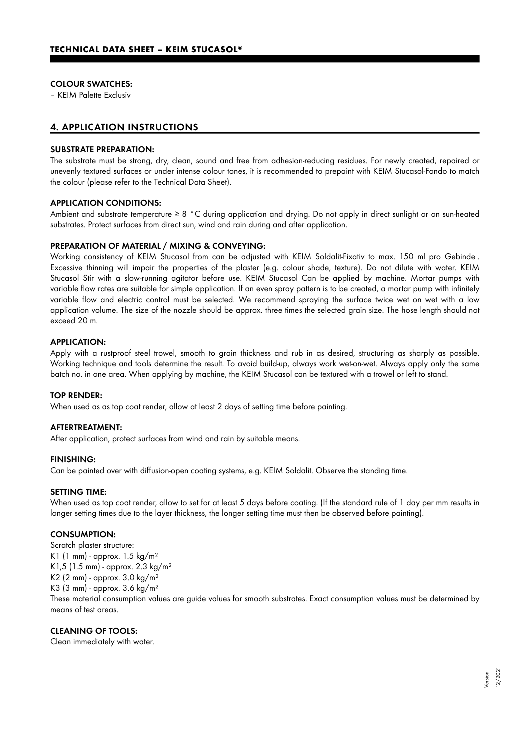**COLOUR SWATCHES:**

– KEIM Palette Exclusiv

## 4. APPLICATION INSTRUCTIONS

**SUBSTRATE PREPARATION:**

The substrate must be strong, dry, clean, sound and free from adhesion-reducing residues. For newly created, repaired or unevenly textured surfaces or under intense colour tones, it is recommended to prepaint with KEIM Stucasol-Fondo to match the colour (please refer to the Technical Data Sheet).

**APPLICATION CONDITIONS:**

Ambient and substrate temperature ≥ 8 °C during application and drying. Do not apply in direct sunlight or on sun-heated substrates. Protect surfaces from direct sun, wind and rain during and after application.

**PREPARATION OF MATERIAL / MIXING & CONVEYING:**

Working consistency of KEIM Stucasol from can be adjusted with KEIM Soldalit-Fixativ to max. 150 ml pro Gebinde . Excessive thinning will impair the properties of the plaster (e.g. colour shade, texture). Do not dilute with water. KEIM Stucasol Stir with a slow-running agitator before use. KEIM Stucasol Can be applied by machine. Mortar pumps with variable flow rates are suitable for simple application. If an even spray pattern is to be created, a mortar pump with infinitely variable flow and electric control must be selected. We recommend spraying the surface twice wet on wet with a low application volume. The size of the nozzle should be approx. three times the selected grain size. The hose length should not exceed 20 m.

**APPLICATION:**

Apply with a rustproof steel trowel, smooth to grain thickness and rub in as desired, structuring as sharply as possible. Working technique and tools determine the result. To avoid build-up, always work wet-on-wet. Always apply only the same batch no. in one area. When applying by machine, the KEIM Stucasol can be textured with a trowel or left to stand.

**TOP RENDER:**

When used as as top coat render, allow at least 2 days of setting time before painting.

**AFTERTREATMENT:**

After application, protect surfaces from wind and rain by suitable means.

**FINISHING:**

Can be painted over with diffusion-open coating systems, e.g. KEIM Soldalit. Observe the standing time.

**SETTING TIME:**

When used as top coat render, allow to set for at least 5 days before coating. (If the standard rule of 1 day per mm results in longer setting times due to the layer thickness, the longer setting time must then be observed before painting).

**CONSUMPTION:**

Scratch plaster structure:
K1 (1 mm) - approx. 1.5 kg/m²
K1,5 (1.5 mm) - approx. 2.3 kg/m²
K2 (2 mm) - approx. 3.0 kg/m²
K3 (3 mm) - approx. 3.6 kg/m²
These material consumption values are guide values for smooth substrates. Exact consumption values must be determined by means of test areas.

**CLEANING OF TOOLS:**

Clean immediately with water.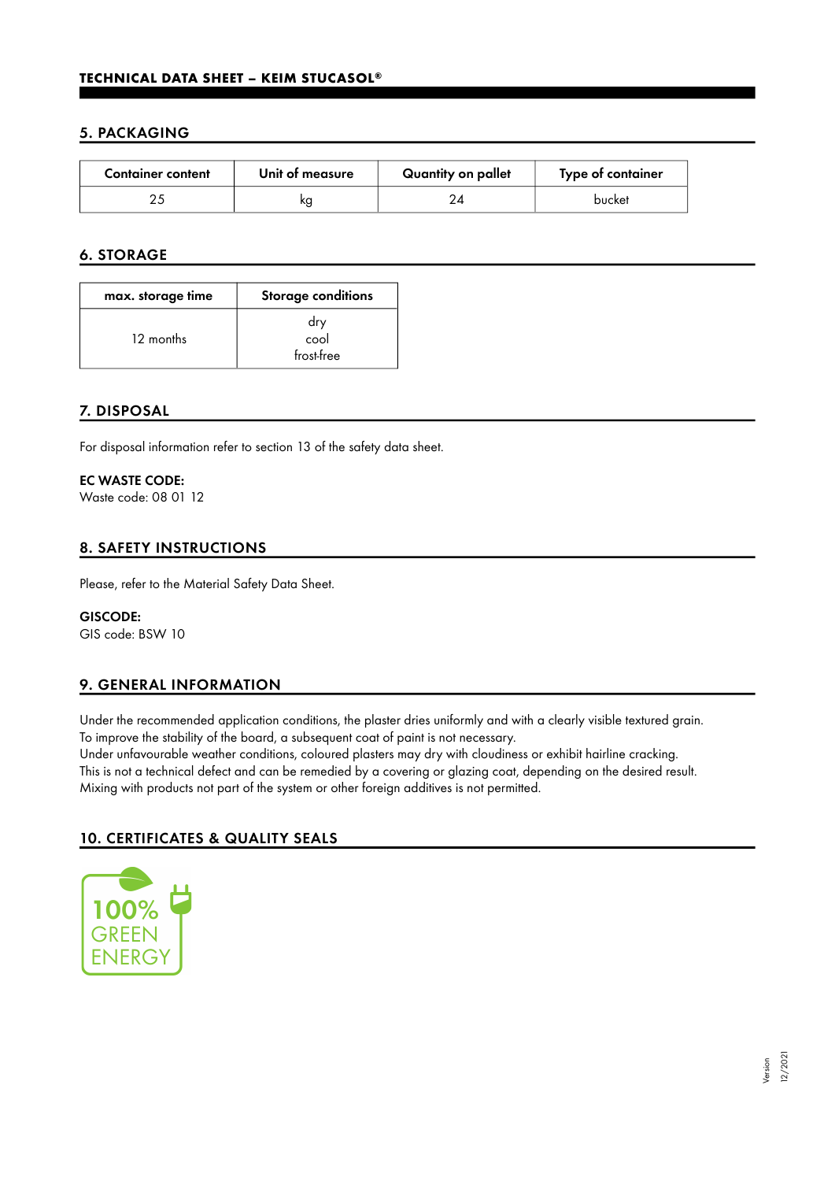## 5. PACKAGING

| Container content | Unit of measure | Quantity on pallet | Type of container |
| --- | --- | --- | --- |
| 25 | kg | 24 | bucket |

## 6. STORAGE

| max. storage time | Storage conditions |
| --- | --- |
| 12 months | dry<br>cool<br>frost-free |

## 7. DISPOSAL

For disposal information refer to section 13 of the safety data sheet.

**EC WASTE CODE:**
Waste code: 08 01 12

## 8. SAFETY INSTRUCTIONS

Please, refer to the Material Safety Data Sheet.

**GISCODE:**
GIS code: BSW 10

## 9. GENERAL INFORMATION

Under the recommended application conditions, the plaster dries uniformly and with a clearly visible textured grain.
To improve the stability of the board, a subsequent coat of paint is not necessary.
Under unfavourable weather conditions, coloured plasters may dry with cloudiness or exhibit hairline cracking.
This is not a technical defect and can be remedied by a covering or glazing coat, depending on the desired result.
Mixing with products not part of the system or other foreign additives is not permitted.

## 10. CERTIFICATES & QUALITY SEALS

100% GREEN ENERGY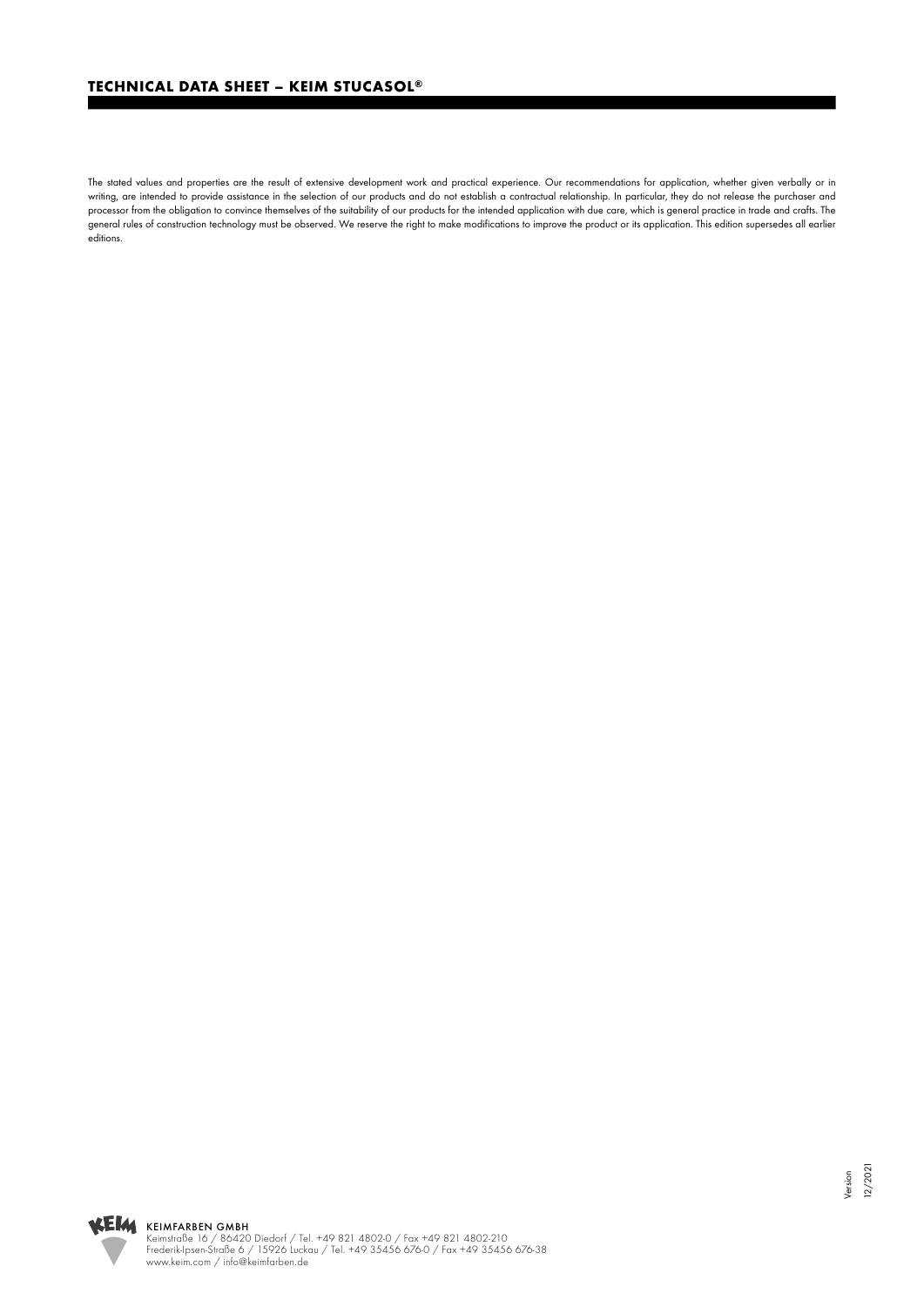The stated values and properties are the result of extensive development work and practical experience. Our recommendations for application, whether given verbally or in writing, are intended to provide assistance in the selection of our products and do not establish a contractual relationship. In particular, they do not release the purchaser and processor from the obligation to convince themselves of the suitability of our products for the intended application with due care, which is general practice in trade and crafts. The general rules of construction technology must be observed. We reserve the right to make modifications to improve the product or its application. This edition supersedes all earlier editions.

KEIMFARBEN GMBH
Keimstraße 16 / 86420 Diedorf / Tel. +49 821 4802-0 / Fax +49 821 4802-210
Frederik-Ipsen-Straße 6 / 15926 Luckau / Tel. +49 35456 676-0 / Fax +49 35456 676-38
www.keim.com / info@keimfarben.de

Version 12/2021